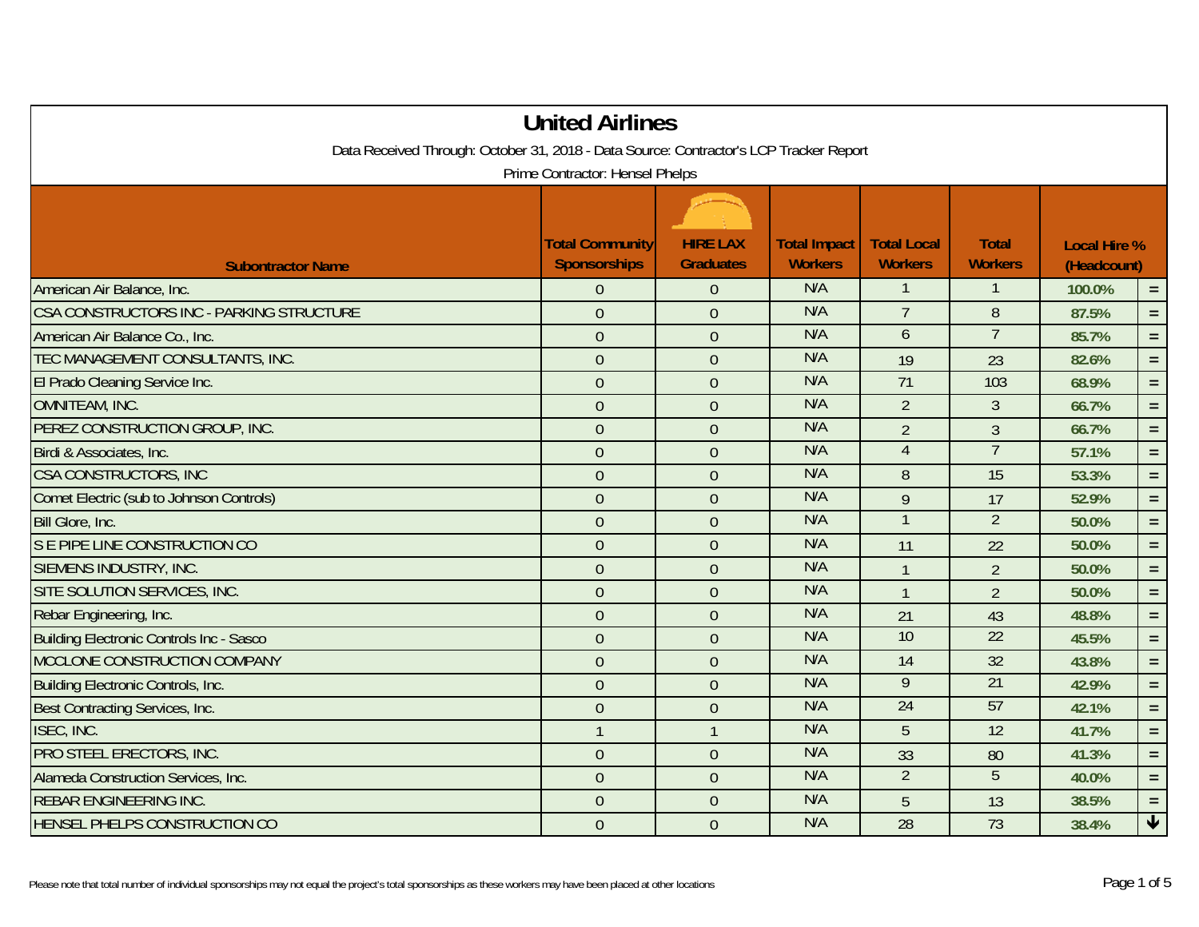# United Airlines

Data Received Through: October 31, 2018 - Data Source: Contractor's LCP Tracker Report

Prime Contractor: Hensel Phelps

| Subontractor Name | Total Community Sponsorships | HIRE LAX Graduates | Total Impact Workers | Total Local Workers | Total Workers | Local Hire % (Headcount) | |
|---|---|---|---|---|---|---|---|
| American Air Balance, Inc. | 0 | 0 | N/A | 1 | 1 | 100.0% | = |
| CSA CONSTRUCTORS INC - PARKING STRUCTURE | 0 | 0 | N/A | 7 | 8 | 87.5% | = |
| American Air Balance Co., Inc. | 0 | 0 | N/A | 6 | 7 | 85.7% | = |
| TEC MANAGEMENT CONSULTANTS, INC. | 0 | 0 | N/A | 19 | 23 | 82.6% | = |
| El Prado Cleaning Service Inc. | 0 | 0 | N/A | 71 | 103 | 68.9% | = |
| OMNITEAM, INC. | 0 | 0 | N/A | 2 | 3 | 66.7% | = |
| PEREZ CONSTRUCTION GROUP, INC. | 0 | 0 | N/A | 2 | 3 | 66.7% | = |
| Birdi & Associates, Inc. | 0 | 0 | N/A | 4 | 7 | 57.1% | = |
| CSA CONSTRUCTORS, INC | 0 | 0 | N/A | 8 | 15 | 53.3% | = |
| Comet Electric (sub to Johnson Controls) | 0 | 0 | N/A | 9 | 17 | 52.9% | = |
| Bill Glore, Inc. | 0 | 0 | N/A | 1 | 2 | 50.0% | = |
| S E PIPE LINE CONSTRUCTION CO | 0 | 0 | N/A | 11 | 22 | 50.0% | = |
| SIEMENS INDUSTRY, INC. | 0 | 0 | N/A | 1 | 2 | 50.0% | = |
| SITE SOLUTION SERVICES, INC. | 0 | 0 | N/A | 1 | 2 | 50.0% | = |
| Rebar Engineering, Inc. | 0 | 0 | N/A | 21 | 43 | 48.8% | = |
| Building Electronic Controls Inc - Sasco | 0 | 0 | N/A | 10 | 22 | 45.5% | = |
| MCCLONE CONSTRUCTION COMPANY | 0 | 0 | N/A | 14 | 32 | 43.8% | = |
| Building Electronic Controls, Inc. | 0 | 0 | N/A | 9 | 21 | 42.9% | = |
| Best Contracting Services, Inc. | 0 | 0 | N/A | 24 | 57 | 42.1% | = |
| ISEC, INC. | 1 | 1 | N/A | 5 | 12 | 41.7% | = |
| PRO STEEL ERECTORS, INC. | 0 | 0 | N/A | 33 | 80 | 41.3% | = |
| Alameda Construction Services, Inc. | 0 | 0 | N/A | 2 | 5 | 40.0% | = |
| REBAR ENGINEERING INC. | 0 | 0 | N/A | 5 | 13 | 38.5% | = |
| HENSEL PHELPS CONSTRUCTION CO | 0 | 0 | N/A | 28 | 73 | 38.4% | ↓ |

Please note that total number of individual sponsorships may not equal the project's total sponsorships as these workers may have been placed at other locations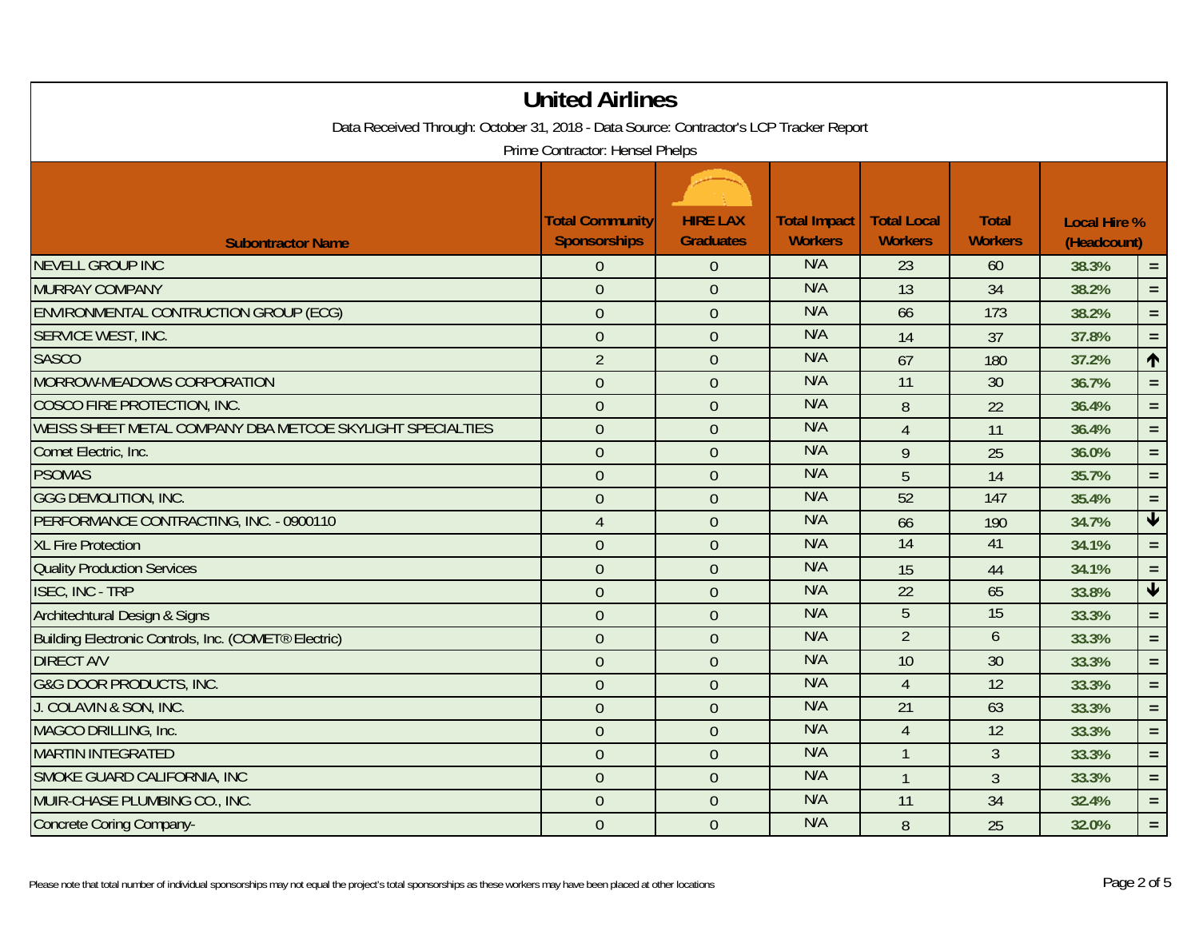# United Airlines

Data Received Through: October 31, 2018 - Data Source: Contractor's LCP Tracker Report

Prime Contractor: Hensel Phelps

| Subontractor Name | Total Community Sponsorships | HIRE LAX Graduates | Total Impact Workers | Total Local Workers | Total Workers | Local Hire % (Headcount) | |
|---|---|---|---|---|---|---|---|
| NEVELL GROUP INC | 0 | 0 | N/A | 23 | 60 | 38.3% | = |
| MURRAY COMPANY | 0 | 0 | N/A | 13 | 34 | 38.2% | = |
| ENVIRONMENTAL CONTRUCTION GROUP (ECG) | 0 | 0 | N/A | 66 | 173 | 38.2% | = |
| SERVICE WEST, INC. | 0 | 0 | N/A | 14 | 37 | 37.8% | = |
| SASCO | 2 | 0 | N/A | 67 | 180 | 37.2% | ↑ |
| MORROW-MEADOWS CORPORATION | 0 | 0 | N/A | 11 | 30 | 36.7% | = |
| COSCO FIRE PROTECTION, INC. | 0 | 0 | N/A | 8 | 22 | 36.4% | = |
| WEISS SHEET METAL COMPANY DBA METCOE SKYLIGHT SPECIALTIES | 0 | 0 | N/A | 4 | 11 | 36.4% | = |
| Comet Electric, Inc. | 0 | 0 | N/A | 9 | 25 | 36.0% | = |
| PSOMAS | 0 | 0 | N/A | 5 | 14 | 35.7% | = |
| GGG DEMOLITION, INC. | 0 | 0 | N/A | 52 | 147 | 35.4% | = |
| PERFORMANCE CONTRACTING, INC. - 0900110 | 4 | 0 | N/A | 66 | 190 | 34.7% | ↓ |
| XL Fire Protection | 0 | 0 | N/A | 14 | 41 | 34.1% | = |
| Quality Production Services | 0 | 0 | N/A | 15 | 44 | 34.1% | = |
| ISEC, INC - TRP | 0 | 0 | N/A | 22 | 65 | 33.8% | ↓ |
| Architechtural Design & Signs | 0 | 0 | N/A | 5 | 15 | 33.3% | = |
| Building Electronic Controls, Inc. (COMET® Electric) | 0 | 0 | N/A | 2 | 6 | 33.3% | = |
| DIRECT A/V | 0 | 0 | N/A | 10 | 30 | 33.3% | = |
| G&G DOOR PRODUCTS, INC. | 0 | 0 | N/A | 4 | 12 | 33.3% | = |
| J. COLAVIN & SON, INC. | 0 | 0 | N/A | 21 | 63 | 33.3% | = |
| MAGCO DRILLING, Inc. | 0 | 0 | N/A | 4 | 12 | 33.3% | = |
| MARTIN INTEGRATED | 0 | 0 | N/A | 1 | 3 | 33.3% | = |
| SMOKE GUARD CALIFORNIA, INC | 0 | 0 | N/A | 1 | 3 | 33.3% | = |
| MUIR-CHASE PLUMBING CO., INC. | 0 | 0 | N/A | 11 | 34 | 32.4% | = |
| Concrete Coring Company- | 0 | 0 | N/A | 8 | 25 | 32.0% | = |

Please note that total number of individual sponsorships may not equal the project's total sponsorships as these workers may have been placed at other locations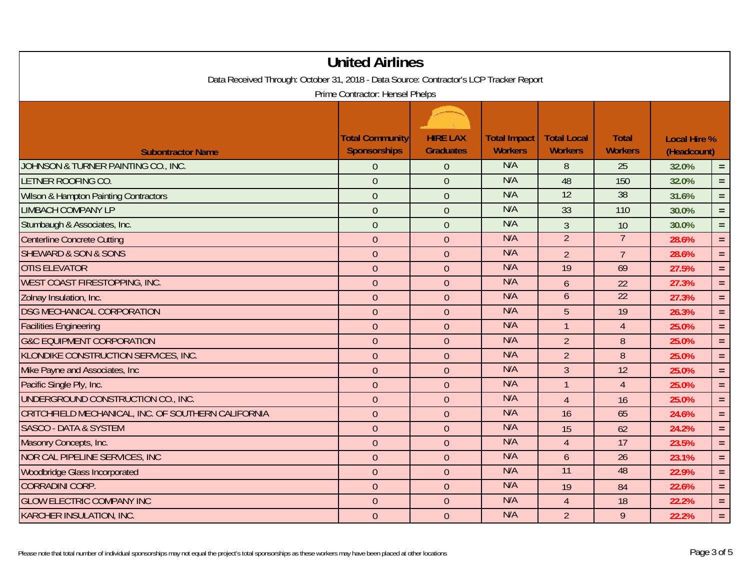# United Airlines

Data Received Through: October 31, 2018 - Data Source: Contractor's LCP Tracker Report

Prime Contractor: Hensel Phelps

| Subcontractor Name | Total Community Sponsorships | HIRE LAX Graduates | Total Impact Workers | Total Local Workers | Total Workers | Local Hire % (Headcount) | |
|---|---|---|---|---|---|---|---|
| JOHNSON & TURNER PAINTING CO., INC. | 0 | 0 | N/A | 8 | 25 | 32.0% | = |
| LETNER ROOFING CO. | 0 | 0 | N/A | 48 | 150 | 32.0% | = |
| Wilson & Hampton Painting Contractors | 0 | 0 | N/A | 12 | 38 | 31.6% | = |
| LIMBACH COMPANY LP | 0 | 0 | N/A | 33 | 110 | 30.0% | = |
| Stumbaugh & Associates, Inc. | 0 | 0 | N/A | 3 | 10 | 30.0% | = |
| Centerline Concrete Cutting | 0 | 0 | N/A | 2 | 7 | 28.6% | = |
| SHEWARD & SON & SONS | 0 | 0 | N/A | 2 | 7 | 28.6% | = |
| OTIS ELEVATOR | 0 | 0 | N/A | 19 | 69 | 27.5% | = |
| WEST COAST FIRESTOPPING, INC. | 0 | 0 | N/A | 6 | 22 | 27.3% | = |
| Zolnay Insulation, Inc. | 0 | 0 | N/A | 6 | 22 | 27.3% | = |
| DSG MECHANICAL CORPORATION | 0 | 0 | N/A | 5 | 19 | 26.3% | = |
| Facilities Engineering | 0 | 0 | N/A | 1 | 4 | 25.0% | = |
| G&C EQUIPMENT CORPORATION | 0 | 0 | N/A | 2 | 8 | 25.0% | = |
| KLONDIKE CONSTRUCTION SERVICES, INC. | 0 | 0 | N/A | 2 | 8 | 25.0% | = |
| Mike Payne and Associates, Inc | 0 | 0 | N/A | 3 | 12 | 25.0% | = |
| Pacific Single Ply, Inc. | 0 | 0 | N/A | 1 | 4 | 25.0% | = |
| UNDERGROUND CONSTRUCTION CO., INC. | 0 | 0 | N/A | 4 | 16 | 25.0% | = |
| CRITCHFIELD MECHANICAL, INC. OF SOUTHERN CALIFORNIA | 0 | 0 | N/A | 16 | 65 | 24.6% | = |
| SASCO - DATA & SYSTEM | 0 | 0 | N/A | 15 | 62 | 24.2% | = |
| Masonry Concepts, Inc. | 0 | 0 | N/A | 4 | 17 | 23.5% | = |
| NOR CAL PIPELINE SERVICES, INC | 0 | 0 | N/A | 6 | 26 | 23.1% | = |
| Woodbridge Glass Incorporated | 0 | 0 | N/A | 11 | 48 | 22.9% | = |
| CORRADINI CORP. | 0 | 0 | N/A | 19 | 84 | 22.6% | = |
| GLOW ELECTRIC COMPANY INC | 0 | 0 | N/A | 4 | 18 | 22.2% | = |
| KARCHER INSULATION, INC. | 0 | 0 | N/A | 2 | 9 | 22.2% | = |

Please note that total number of individual sponsorships may not equal the project's total sponsorships as these workers may have been placed at other locations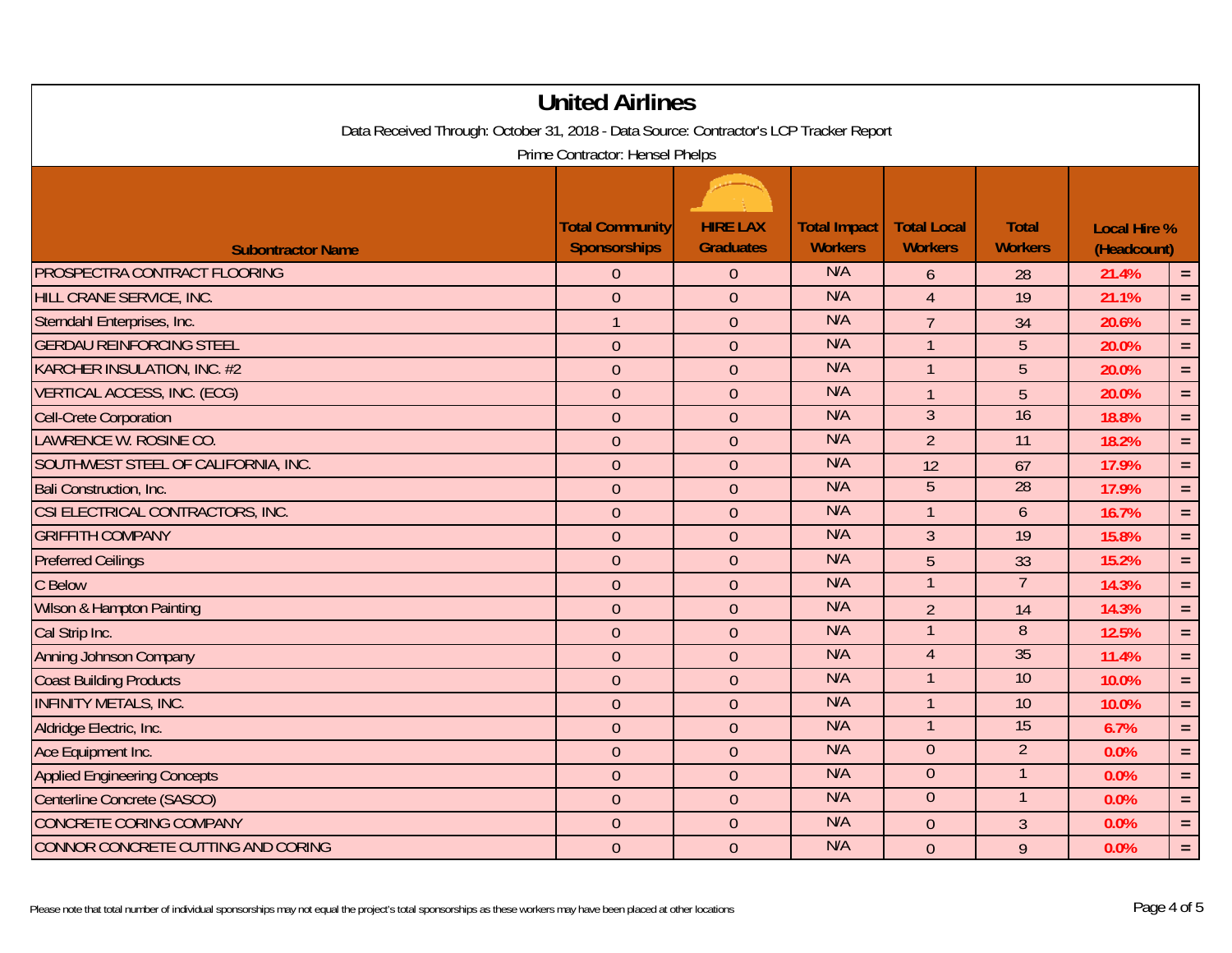# United Airlines

Data Received Through: October 31, 2018 - Data Source: Contractor's LCP Tracker Report

Prime Contractor: Hensel Phelps

| Subontractor Name | Total Community Sponsorships | HIRE LAX Graduates | Total Impact Workers | Total Local Workers | Total Workers | Local Hire % (Headcount) | |
|---|---|---|---|---|---|---|---|
| PROSPECTRA CONTRACT FLOORING | 0 | 0 | N/A | 6 | 28 | 21.4% | = |
| HILL CRANE SERVICE, INC. | 0 | 0 | N/A | 4 | 19 | 21.1% | = |
| Sterndahl Enterprises, Inc. | 1 | 0 | N/A | 7 | 34 | 20.6% | = |
| GERDAU REINFORCING STEEL | 0 | 0 | N/A | 1 | 5 | 20.0% | = |
| KARCHER INSULATION, INC. #2 | 0 | 0 | N/A | 1 | 5 | 20.0% | = |
| VERTICAL ACCESS, INC. (ECG) | 0 | 0 | N/A | 1 | 5 | 20.0% | = |
| Cell-Crete Corporation | 0 | 0 | N/A | 3 | 16 | 18.8% | = |
| LAWRENCE W. ROSINE CO. | 0 | 0 | N/A | 2 | 11 | 18.2% | = |
| SOUTHWEST STEEL OF CALIFORNIA, INC. | 0 | 0 | N/A | 12 | 67 | 17.9% | = |
| Bali Construction, Inc. | 0 | 0 | N/A | 5 | 28 | 17.9% | = |
| CSI ELECTRICAL CONTRACTORS, INC. | 0 | 0 | N/A | 1 | 6 | 16.7% | = |
| GRIFFITH COMPANY | 0 | 0 | N/A | 3 | 19 | 15.8% | = |
| Preferred Ceilings | 0 | 0 | N/A | 5 | 33 | 15.2% | = |
| C Below | 0 | 0 | N/A | 1 | 7 | 14.3% | = |
| Wilson & Hampton Painting | 0 | 0 | N/A | 2 | 14 | 14.3% | = |
| Cal Strip Inc. | 0 | 0 | N/A | 1 | 8 | 12.5% | = |
| Anning Johnson Company | 0 | 0 | N/A | 4 | 35 | 11.4% | = |
| Coast Building Products | 0 | 0 | N/A | 1 | 10 | 10.0% | = |
| INFINITY METALS, INC. | 0 | 0 | N/A | 1 | 10 | 10.0% | = |
| Aldridge Electric, Inc. | 0 | 0 | N/A | 1 | 15 | 6.7% | = |
| Ace Equipment Inc. | 0 | 0 | N/A | 0 | 2 | 0.0% | = |
| Applied Engineering Concepts | 0 | 0 | N/A | 0 | 1 | 0.0% | = |
| Centerline Concrete (SASCO) | 0 | 0 | N/A | 0 | 1 | 0.0% | = |
| CONCRETE CORING COMPANY | 0 | 0 | N/A | 0 | 3 | 0.0% | = |
| CONNOR CONCRETE CUTTING AND CORING | 0 | 0 | N/A | 0 | 9 | 0.0% | = |

Please note that total number of individual sponsorships may not equal the project's total sponsorships as these workers may have been placed at other locations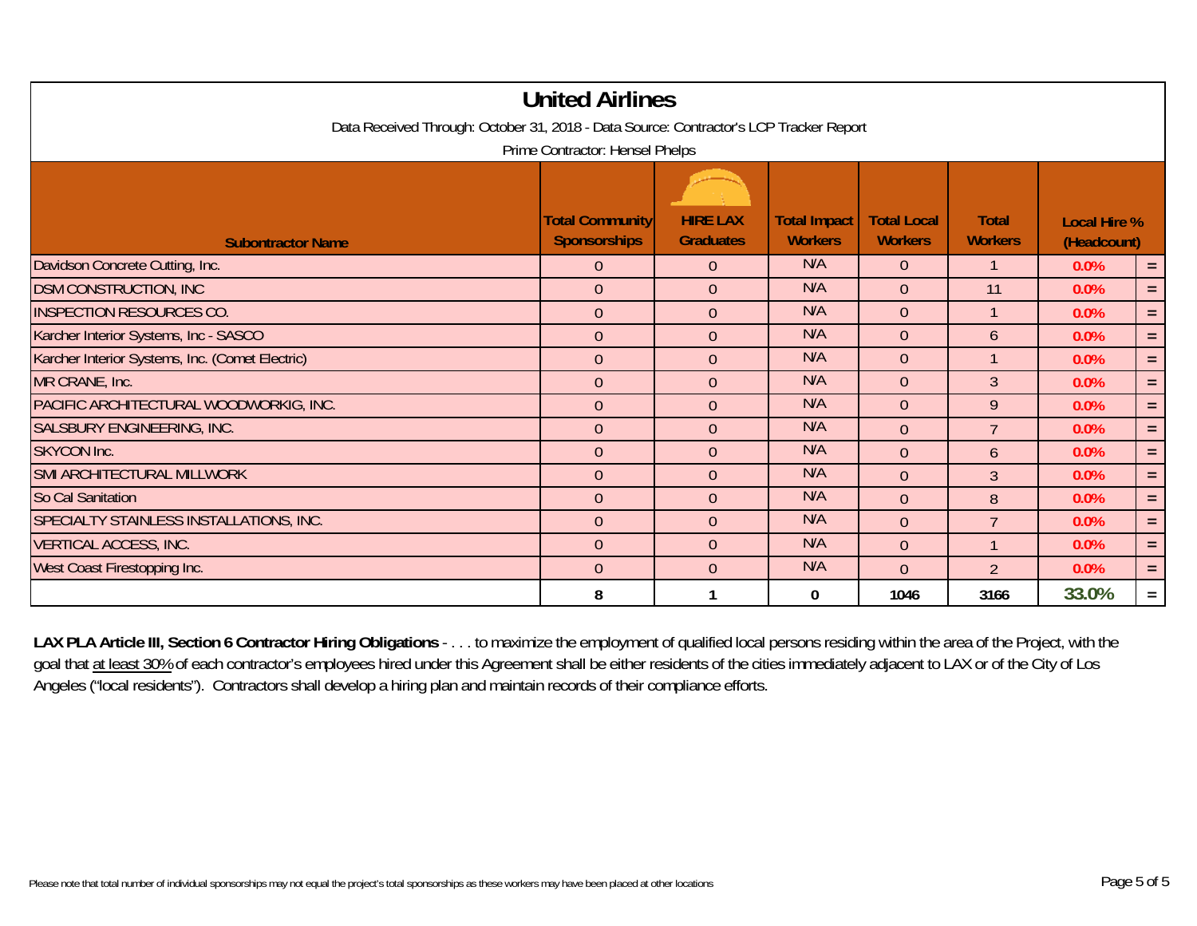# United Airlines

Data Received Through: October 31, 2018 - Data Source: Contractor's LCP Tracker Report

Prime Contractor: Hensel Phelps

| Subontractor Name | Total Community Sponsorships | HIRE LAX Graduates | Total Impact Workers | Total Local Workers | Total Workers | Local Hire % (Headcount) | |
|---|---|---|---|---|---|---|---|
| Davidson Concrete Cutting, Inc. | 0 | 0 | N/A | 0 | 1 | 0.0% | = |
| DSM CONSTRUCTION, INC | 0 | 0 | N/A | 0 | 11 | 0.0% | = |
| INSPECTION RESOURCES CO. | 0 | 0 | N/A | 0 | 1 | 0.0% | = |
| Karcher Interior Systems, Inc - SASCO | 0 | 0 | N/A | 0 | 6 | 0.0% | = |
| Karcher Interior Systems, Inc. (Comet Electric) | 0 | 0 | N/A | 0 | 1 | 0.0% | = |
| MR CRANE, Inc. | 0 | 0 | N/A | 0 | 3 | 0.0% | = |
| PACIFIC ARCHITECTURAL WOODWORKIG, INC. | 0 | 0 | N/A | 0 | 9 | 0.0% | = |
| SALSBURY ENGINEERING, INC. | 0 | 0 | N/A | 0 | 7 | 0.0% | = |
| SKYCON Inc. | 0 | 0 | N/A | 0 | 6 | 0.0% | = |
| SMI ARCHITECTURAL MILLWORK | 0 | 0 | N/A | 0 | 3 | 0.0% | = |
| So Cal Sanitation | 0 | 0 | N/A | 0 | 8 | 0.0% | = |
| SPECIALTY STAINLESS INSTALLATIONS, INC. | 0 | 0 | N/A | 0 | 7 | 0.0% | = |
| VERTICAL ACCESS, INC. | 0 | 0 | N/A | 0 | 1 | 0.0% | = |
| West Coast Firestopping Inc. | 0 | 0 | N/A | 0 | 2 | 0.0% | = |
| | **8** | **1** | **0** | **1046** | **3166** | **33.0%** | = |

**LAX PLA Article III, Section 6 Contractor Hiring Obligations** - . . . to maximize the employment of qualified local persons residing within the area of the Project, with the goal that at least 30% of each contractor's employees hired under this Agreement shall be either residents of the cities immediately adjacent to LAX or of the City of Los Angeles ("local residents"). Contractors shall develop a hiring plan and maintain records of their compliance efforts.

Please note that total number of individual sponsorships may not equal the project's total sponsorships as these workers may have been placed at other locations